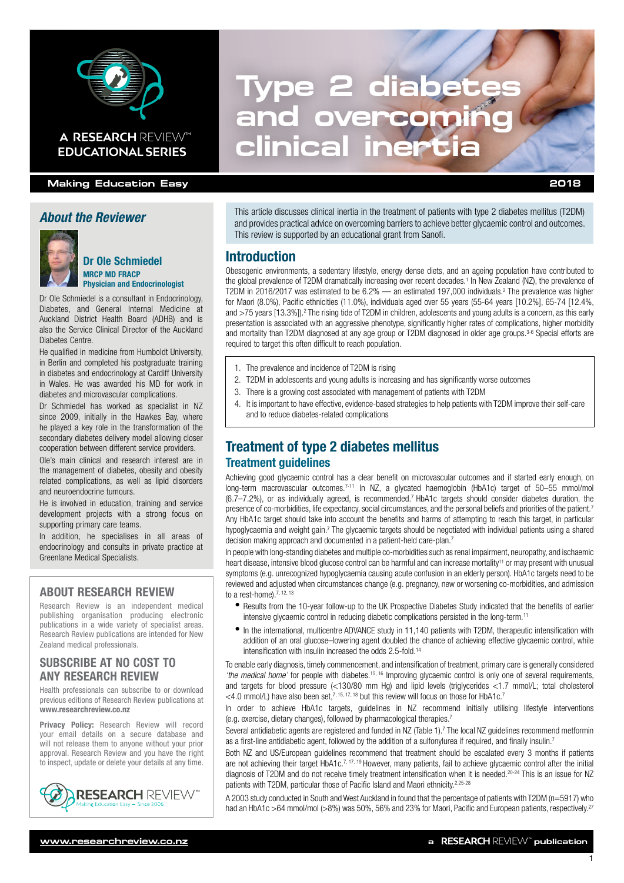A RESEARCH REVIEW™ EDUCATIONAL SERIES

# Type 2 diabetes and overcoming clinical inertia

Making Education Easy

2018

## About the Reviewer

**Dr Ole Schmiedel**
**MRCP MD FRACP**
**Physician and Endocrinologist**

Dr Ole Schmiedel is a consultant in Endocrinology, Diabetes, and General Internal Medicine at Auckland District Health Board (ADHB) and is also the Service Clinical Director of the Auckland Diabetes Centre.

He qualified in medicine from Humboldt University, in Berlin and completed his postgraduate training in diabetes and endocrinology at Cardiff University in Wales. He was awarded his MD for work in diabetes and microvascular complications.

Dr Schmiedel has worked as specialist in NZ since 2009, initially in the Hawkes Bay, where he played a key role in the transformation of the secondary diabetes delivery model allowing closer cooperation between different service providers.

Ole's main clinical and research interest are in the management of diabetes, obesity and obesity related complications, as well as lipid disorders and neuroendocrine tumours.

He is involved in education, training and service development projects with a strong focus on supporting primary care teams.

In addition, he specialises in all areas of endocrinology and consults in private practice at Greenlane Medical Specialists.

## ABOUT RESEARCH REVIEW

Research Review is an independent medical publishing organisation producing electronic publications in a wide variety of specialist areas. Research Review publications are intended for New Zealand medical professionals.

## SUBSCRIBE AT NO COST TO ANY RESEARCH REVIEW

Health professionals can subscribe to or download previous editions of Research Review publications at **www.researchreview.co.nz**

**Privacy Policy:** Research Review will record your email details on a secure database and will not release them to anyone without your prior approval. Research Review and you have the right to inspect, update or delete your details at any time.

---

This article discusses clinical inertia in the treatment of patients with type 2 diabetes mellitus (T2DM) and provides practical advice on overcoming barriers to achieve better glycaemic control and outcomes. This review is supported by an educational grant from Sanofi.

## Introduction

Obesogenic environments, a sedentary lifestyle, energy dense diets, and an ageing population have contributed to the global prevalence of T2DM dramatically increasing over recent decades.[1] In New Zealand (NZ), the prevalence of T2DM in 2016/2017 was estimated to be 6.2% — an estimated 197,000 individuals.[2] The prevalence was higher for Maori (8.0%), Pacific ethnicities (11.0%), individuals aged over 55 years (55-64 years [10.2%], 65-74 [12.4%, and >75 years [13.3%]).[2] The rising tide of T2DM in children, adolescents and young adults is a concern, as this early presentation is associated with an aggressive phenotype, significantly higher rates of complications, higher morbidity and mortality than T2DM diagnosed at any age group or T2DM diagnosed in older age groups.[3-6] Special efforts are required to target this often difficult to reach population.

1. The prevalence and incidence of T2DM is rising
2. T2DM in adolescents and young adults is increasing and has significantly worse outcomes
3. There is a growing cost associated with management of patients with T2DM
4. It is important to have effective, evidence-based strategies to help patients with T2DM improve their self-care and to reduce diabetes-related complications

## Treatment of type 2 diabetes mellitus

### Treatment guidelines

Achieving good glycaemic control has a clear benefit on microvascular outcomes and if started early enough, on long-term macrovascular outcomes.[7-11] In NZ, a glycated haemoglobin (HbA1c) target of 50–55 mmol/mol (6.7–7.2%), or as individually agreed, is recommended.[7] HbA1c targets should consider diabetes duration, the presence of co-morbidities, life expectancy, social circumstances, and the personal beliefs and priorities of the patient.[7] Any HbA1c target should take into account the benefits and harms of attempting to reach this target, in particular hypoglycaemia and weight gain.[7] The glycaemic targets should be negotiated with individual patients using a shared decision making approach and documented in a patient-held care-plan.[7]

In people with long-standing diabetes and multiple co-morbidities such as renal impairment, neuropathy, and ischaemic heart disease, intensive blood glucose control can be harmful and can increase mortality[11] or may present with unusual symptoms (e.g. unrecognized hypoglycaemia causing acute confusion in an elderly person). HbA1c targets need to be reviewed and adjusted when circumstances change (e.g. pregnancy, new or worsening co-morbidities, and admission to a rest-home).[7, 12, 13]

- Results from the 10-year follow-up to the UK Prospective Diabetes Study indicated that the benefits of earlier intensive glycaemic control in reducing diabetic complications persisted in the long-term.[11]
- In the international, multicentre ADVANCE study in 11,140 patients with T2DM, therapeutic intensification with addition of an oral glucose–lowering agent doubled the chance of achieving effective glycaemic control, while intensification with insulin increased the odds 2.5-fold.[14]

To enable early diagnosis, timely commencement, and intensification of treatment, primary care is generally considered *'the medical home'* for people with diabetes.[15, 16] Improving glycaemic control is only one of several requirements, and targets for blood pressure (<130/80 mm Hg) and lipid levels (triglycerides <1.7 mmol/L; total cholesterol <4.0 mmol/L) have also been set,[7, 15, 17, 18] but this review will focus on those for HbA1c.[7]

In order to achieve HbA1c targets, guidelines in NZ recommend initially utilising lifestyle interventions (e.g. exercise, dietary changes), followed by pharmacological therapies.[7]

Several antidiabetic agents are registered and funded in NZ (Table 1).[7] The local NZ guidelines recommend metformin as a first-line antidiabetic agent, followed by the addition of a sulfonylurea if required, and finally insulin.[7]

Both NZ and US/European guidelines recommend that treatment should be escalated every 3 months if patients are not achieving their target HbA1c.[7, 17, 19] However, many patients, fail to achieve glycaemic control after the initial diagnosis of T2DM and do not receive timely treatment intensification when it is needed.[20-24] This is an issue for NZ patients with T2DM, particular those of Pacific Island and Maori ethnicity.[2,25-28]

A 2003 study conducted in South and West Auckland in found that the percentage of patients with T2DM (n=5917) who had an HbA1c >64 mmol/mol (>8%) was 50%, 56% and 23% for Maori, Pacific and European patients, respectively.[27]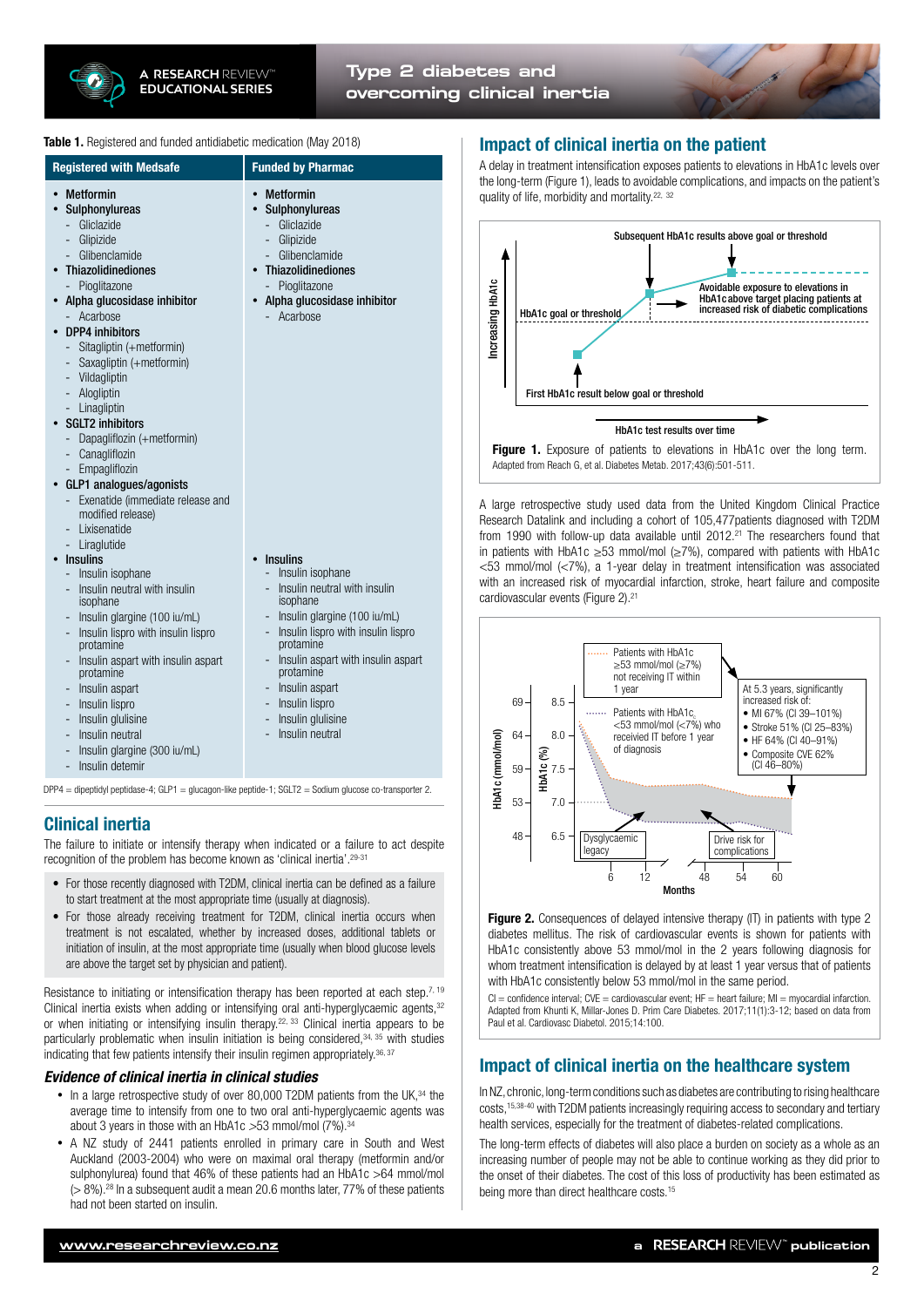**Table 1.** Registered and funded antidiabetic medication (May 2018)

| Registered with Medsafe | Funded by Pharmac |
|---|---|
| • **Metformin**<br>• **Sulphonylureas**<br>- Gliclazide<br>- Glipizide<br>- Glibenclamide<br>• **Thiazolidinediones**<br>- Pioglitazone<br>• **Alpha glucosidase inhibitor**<br>- Acarbose<br>• **DPP4 inhibitors**<br>- Sitagliptin (+metformin)<br>- Saxagliptin (+metformin)<br>- Vildagliptin<br>- Alogliptin<br>- Linagliptin<br>• **SGLT2 inhibitors**<br>- Dapagliflozin (+metformin)<br>- Canagliflozin<br>- Empagliflozin<br>• **GLP1 analogues/agonists**<br>- Exenatide (immediate release and modified release)<br>- Lixisenatide<br>- Liraglutide | • **Metformin**<br>• **Sulphonylureas**<br>- Gliclazide<br>- Glipizide<br>- Glibenclamide<br>• **Thiazolidinediones**<br>- Pioglitazone<br>• **Alpha glucosidase inhibitor**<br>- Acarbose |
| • **Insulins**<br>- Insulin isophane<br>- Insulin neutral with insulin isophane<br>- Insulin glargine (100 iu/mL)<br>- Insulin lispro with insulin lispro protamine<br>- Insulin aspart with insulin aspart protamine<br>- Insulin aspart<br>- Insulin lispro<br>- Insulin glulisine<br>- Insulin neutral<br>- Insulin glargine (300 iu/mL)<br>- Insulin detemir | • **Insulins**<br>- Insulin isophane<br>- Insulin neutral with insulin isophane<br>- Insulin glargine (100 iu/mL)<br>- Insulin lispro with insulin lispro protamine<br>- Insulin aspart with insulin aspart protamine<br>- Insulin aspart<br>- Insulin lispro<br>- Insulin glulisine<br>- Insulin neutral |

DPP4 = dipeptidyl peptidase-4; GLP1 = glucagon-like peptide-1; SGLT2 = Sodium glucose co-transporter 2.

## Clinical inertia

The failure to initiate or intensify therapy when indicated or a failure to act despite recognition of the problem has become known as 'clinical inertia'.[29-31]

- For those recently diagnosed with T2DM, clinical inertia can be defined as a failure to start treatment at the most appropriate time (usually at diagnosis).
- For those already receiving treatment for T2DM, clinical inertia occurs when treatment is not escalated, whether by increased doses, additional tablets or initiation of insulin, at the most appropriate time (usually when blood glucose levels are above the target set by physician and patient).

Resistance to initiating or intensification therapy has been reported at each step.[7,19] Clinical inertia exists when adding or intensifying oral anti-hyperglycaemic agents,[32] or when initiating or intensifying insulin therapy.[22,33] Clinical inertia appears to be particularly problematic when insulin initiation is being considered,[34,35] with studies indicating that few patients intensify their insulin regimen appropriately.[36,37]

### *Evidence of clinical inertia in clinical studies*

- In a large retrospective study of over 80,000 T2DM patients from the UK,[34] the average time to intensify from one to two oral anti-hyperglycaemic agents was about 3 years in those with an HbA1c >53 mmol/mol (7%).[34]
- A NZ study of 2441 patients enrolled in primary care in South and West Auckland (2003-2004) who were on maximal oral therapy (metformin and/or sulphonylurea) found that 46% of these patients had an HbA1c >64 mmol/mol (> 8%).[28] In a subsequent audit a mean 20.6 months later, 77% of these patients had not been started on insulin.

## Impact of clinical inertia on the patient

A delay in treatment intensification exposes patients to elevations in HbA1c levels over the long-term (Figure 1), leads to avoidable complications, and impacts on the patient's quality of life, morbidity and mortality.[22,32]

Subsequent HbA1c results above goal or threshold
Avoidable exposure to elevations in HbA1c above target placing patients at increased risk of diabetic complications
HbA1c goal or threshold
Increasing HbA1c
First HbA1c result below goal or threshold
HbA1c test results over time

**Figure 1.** Exposure of patients to elevations in HbA1c over the long term.
Adapted from Reach G, et al. Diabetes Metab. 2017;43(6):501-511.

A large retrospective study used data from the United Kingdom Clinical Practice Research Datalink and including a cohort of 105,477patients diagnosed with T2DM from 1990 with follow-up data available until 2012.[21] The researchers found that in patients with HbA1c ≥53 mmol/mol (≥7%), compared with patients with HbA1c <53 mmol/mol (<7%), a 1-year delay in treatment intensification was associated with an increased risk of myocardial infarction, stroke, heart failure and composite cardiovascular events (Figure 2).[21]

Patients with HbA1c ≥53 mmol/mol (≥7%) not receiving IT within 1 year
Patients with HbA1c <53 mmol/mol (<7%) who receivied IT before 1 year of diagnosis
At 5.3 years, significantly increased risk of:
• MI 67% (CI 39–101%)
• Stroke 51% (CI 25–83%)
• HF 64% (CI 40–91%)
• Composite CVE 62% (CI 46–80%)
HbA1c (mmol/mol)
HbA1c (%)
69 8.5
64 8.0
59 7.5
53 7.0
48 6.5
Dysglycaemic legacy
Drive risk for complications
6 12 48 54 60
Months

**Figure 2.** Consequences of delayed intensive therapy (IT) in patients with type 2 diabetes mellitus. The risk of cardiovascular events is shown for patients with HbA1c consistently above 53 mmol/mol in the 2 years following diagnosis for whom treatment intensification is delayed by at least 1 year versus that of patients with HbA1c consistently below 53 mmol/mol in the same period.

CI = confidence interval; CVE = cardiovascular event; HF = heart failure; MI = myocardial infarction. Adapted from Khunti K, Millar-Jones D. Prim Care Diabetes. 2017;11(1):3-12; based on data from Paul et al. Cardiovasc Diabetol. 2015;14:100.

## Impact of clinical inertia on the healthcare system

In NZ, chronic, long-term conditions such as diabetes are contributing to rising healthcare costs,[15,38-40] with T2DM patients increasingly requiring access to secondary and tertiary health services, especially for the treatment of diabetes-related complications.

The long-term effects of diabetes will also place a burden on society as a whole as an increasing number of people may not be able to continue working as they did prior to the onset of their diabetes. The cost of this loss of productivity has been estimated as being more than direct healthcare costs.[15]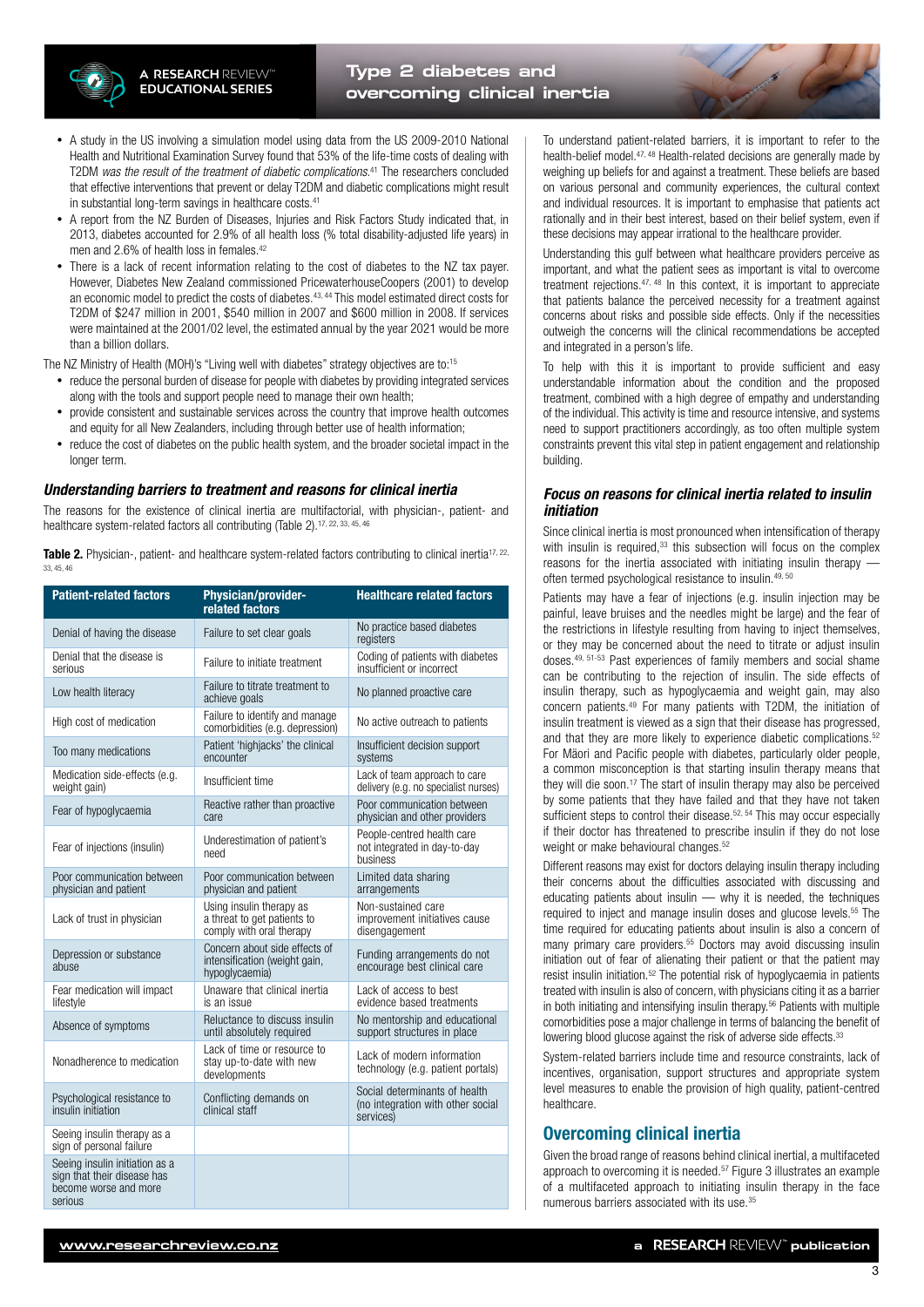- A study in the US involving a simulation model using data from the US 2009-2010 National Health and Nutritional Examination Survey found that 53% of the life-time costs of dealing with T2DM *was the result of the treatment of diabetic complications*.[41] The researchers concluded that effective interventions that prevent or delay T2DM and diabetic complications might result in substantial long-term savings in healthcare costs.[41]
- A report from the NZ Burden of Diseases, Injuries and Risk Factors Study indicated that, in 2013, diabetes accounted for 2.9% of all health loss (% total disability-adjusted life years) in men and 2.6% of health loss in females.[42]
- There is a lack of recent information relating to the cost of diabetes to the NZ tax payer. However, Diabetes New Zealand commissioned PricewaterhouseCoopers (2001) to develop an economic model to predict the costs of diabetes.[43, 44] This model estimated direct costs for T2DM of $247 million in 2001, $540 million in 2007 and $600 million in 2008. If services were maintained at the 2001/02 level, the estimated annual by the year 2021 would be more than a billion dollars.

The NZ Ministry of Health (MOH)'s "Living well with diabetes" strategy objectives are to:[15]

- reduce the personal burden of disease for people with diabetes by providing integrated services along with the tools and support people need to manage their own health;
- provide consistent and sustainable services across the country that improve health outcomes and equity for all New Zealanders, including through better use of health information;
- reduce the cost of diabetes on the public health system, and the broader societal impact in the longer term.

### *Understanding barriers to treatment and reasons for clinical inertia*

The reasons for the existence of clinical inertia are multifactorial, with physician-, patient- and healthcare system-related factors all contributing (Table 2).[17, 22, 33, 45, 46]

**Table 2.** Physician-, patient- and healthcare system-related factors contributing to clinical inertia[17, 22, 33, 45, 46]

| Patient-related factors | Physician/provider-related factors | Healthcare related factors |
|---|---|---|
| Denial of having the disease | Failure to set clear goals | No practice based diabetes registers |
| Denial that the disease is serious | Failure to initiate treatment | Coding of patients with diabetes insufficient or incorrect |
| Low health literacy | Failure to titrate treatment to achieve goals | No planned proactive care |
| High cost of medication | Failure to identify and manage comorbidities (e.g. depression) | No active outreach to patients |
| Too many medications | Patient 'highjacks' the clinical encounter | Insufficient decision support systems |
| Medication side-effects (e.g. weight gain) | Insufficient time | Lack of team approach to care delivery (e.g. no specialist nurses) |
| Fear of hypoglycaemia | Reactive rather than proactive care | Poor communication between physician and other providers |
| Fear of injections (insulin) | Underestimation of patient's need | People-centred health care not integrated in day-to-day business |
| Poor communication between physician and patient | Poor communication between physician and patient | Limited data sharing arrangements |
| Lack of trust in physician | Using insulin therapy as a threat to get patients to comply with oral therapy | Non-sustained care improvement initiatives cause disengagement |
| Depression or substance abuse | Concern about side effects of intensification (weight gain, hypoglycaemia) | Funding arrangements do not encourage best clinical care |
| Fear medication will impact lifestyle | Unaware that clinical inertia is an issue | Lack of access to best evidence based treatments |
| Absence of symptoms | Reluctance to discuss insulin until absolutely required | No mentorship and educational support structures in place |
| Nonadherence to medication | Lack of time or resource to stay up-to-date with new developments | Lack of modern information technology (e.g. patient portals) |
| Psychological resistance to insulin initiation | Conflicting demands on clinical staff | Social determinants of health (no integration with other social services) |
| Seeing insulin therapy as a sign of personal failure | | |
| Seeing insulin initiation as a sign that their disease has become worse and more serious | | |

To understand patient-related barriers, it is important to refer to the health-belief model.[47, 48] Health-related decisions are generally made by weighing up beliefs for and against a treatment. These beliefs are based on various personal and community experiences, the cultural context and individual resources. It is important to emphasise that patients act rationally and in their best interest, based on their belief system, even if these decisions may appear irrational to the healthcare provider.

Understanding this gulf between what healthcare providers perceive as important, and what the patient sees as important is vital to overcome treatment rejections.[47, 48] In this context, it is important to appreciate that patients balance the perceived necessity for a treatment against concerns about risks and possible side effects. Only if the necessities outweigh the concerns will the clinical recommendations be accepted and integrated in a person's life.

To help with this it is important to provide sufficient and easy understandable information about the condition and the proposed treatment, combined with a high degree of empathy and understanding of the individual. This activity is time and resource intensive, and systems need to support practitioners accordingly, as too often multiple system constraints prevent this vital step in patient engagement and relationship building.

### *Focus on reasons for clinical inertia related to insulin initiation*

Since clinical inertia is most pronounced when intensification of therapy with insulin is required,[33] this subsection will focus on the complex reasons for the inertia associated with initiating insulin therapy — often termed psychological resistance to insulin.[49, 50]

Patients may have a fear of injections (e.g. insulin injection may be painful, leave bruises and the needles might be large) and the fear of the restrictions in lifestyle resulting from having to inject themselves, or they may be concerned about the need to titrate or adjust insulin doses.[49, 51-53] Past experiences of family members and social shame can be contributing to the rejection of insulin. The side effects of insulin therapy, such as hypoglycaemia and weight gain, may also concern patients.[49] For many patients with T2DM, the initiation of insulin treatment is viewed as a sign that their disease has progressed, and that they are more likely to experience diabetic complications.[52] For Māori and Pacific people with diabetes, particularly older people, a common misconception is that starting insulin therapy means that they will die soon.[17] The start of insulin therapy may also be perceived by some patients that they have failed and that they have not taken sufficient steps to control their disease.[52, 54] This may occur especially if their doctor has threatened to prescribe insulin if they do not lose weight or make behavioural changes.[52]

Different reasons may exist for doctors delaying insulin therapy including their concerns about the difficulties associated with discussing and educating patients about insulin — why it is needed, the techniques required to inject and manage insulin doses and glucose levels.[55] The time required for educating patients about insulin is also a concern of many primary care providers.[55] Doctors may avoid discussing insulin initiation out of fear of alienating their patient or that the patient may resist insulin initiation.[52] The potential risk of hypoglycaemia in patients treated with insulin is also of concern, with physicians citing it as a barrier in both initiating and intensifying insulin therapy.[56] Patients with multiple comorbidities pose a major challenge in terms of balancing the benefit of lowering blood glucose against the risk of adverse side effects.[33]

System-related barriers include time and resource constraints, lack of incentives, organisation, support structures and appropriate system level measures to enable the provision of high quality, patient-centred healthcare.

## Overcoming clinical inertia

Given the broad range of reasons behind clinical inertial, a multifaceted approach to overcoming it is needed.[57] Figure 3 illustrates an example of a multifaceted approach to initiating insulin therapy in the face numerous barriers associated with its use.[35]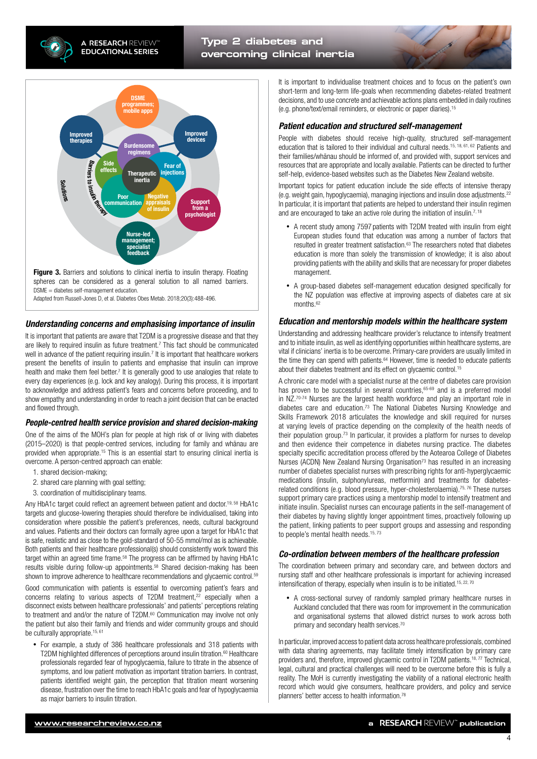DSME programmes; mobile apps

Improved therapies

Improved devices

Burdensome regimens

Side effects

Fear of injections

Therapeutic inertia

Poor communication

Negative appraisals of insulin

Support from a psychologist

Nurse-led management; specialist feedback

Barriers to insulin therapy

Solutions

**Figure 3.** Barriers and solutions to clinical inertia to insulin therapy. Floating spheres can be considered as a general solution to all named barriers.
DSME = diabetes self-management education.
Adapted from Russell-Jones D, et al. Diabetes Obes Metab. 2018;20(3):488-496.

### *Understanding concerns and emphasising importance of insulin*

It is important that patients are aware that T2DM is a progressive disease and that they are likely to required insulin as future treatment.[7] This fact should be communicated well in advance of the patient requiring insulin.[7] It is important that healthcare workers present the benefits of insulin to patients and emphasise that insulin can improve health and make them feel better.[7] It is generally good to use analogies that relate to every day experiences (e.g. lock and key analogy). During this process, it is important to acknowledge and address patient's fears and concerns before proceeding, and to show empathy and understanding in order to reach a joint decision that can be enacted and flowed through.

### *People-centred health service provision and shared decision-making*

One of the aims of the MOH's plan for people at high risk of or living with diabetes (2015–2020) is that people-centred services, including for family and whānau are provided when appropriate.[15] This is an essential start to ensuring clinical inertia is overcome. A person-centred approach can enable:

1. shared decision-making;
2. shared care planning with goal setting;
3. coordination of multidisciplinary teams.

Any HbA1c target could reflect an agreement between patient and doctor.[19, 58] HbA1c targets and glucose-lowering therapies should therefore be individualised, taking into consideration where possible the patient's preferences, needs, cultural background and values. Patients and their doctors can formally agree upon a target for HbA1c that is safe, realistic and as close to the gold-standard of 50-55 mmol/mol as is achievable. Both patients and their healthcare professional(s) should consistently work toward this target within an agreed time frame.[58] The progress can be affirmed by having HbA1c results visible during follow-up appointments.[58] Shared decision-making has been shown to improve adherence to healthcare recommendations and glycaemic control.[59]

Good communication with patients is essential to overcoming patient's fears and concerns relating to various aspects of T2DM treatment,[22] especially when a disconnect exists between healthcare professionals' and patients' perceptions relating to treatment and/or the nature of T2DM.[60] Communication may involve not only the patient but also their family and friends and wider community groups and should be culturally appropriate.[15, 61]

- For example, a study of 386 healthcare professionals and 318 patients with T2DM highlighted differences of perceptions around insulin titration.[60] Healthcare professionals regarded fear of hypoglycaemia, failure to titrate in the absence of symptoms, and low patient motivation as important titration barriers. In contrast, patients identified weight gain, the perception that titration meant worsening disease, frustration over the time to reach HbA1c goals and fear of hypoglycaemia as major barriers to insulin titration.

It is important to individualise treatment choices and to focus on the patient's own short-term and long-term life-goals when recommending diabetes-related treatment decisions, and to use concrete and achievable actions plans embedded in daily routines (e.g. phone/text/email reminders, or electronic or paper diaries).[15]

### *Patient education and structured self-management*

People with diabetes should receive high-quality, structured self-management education that is tailored to their individual and cultural needs.[15, 18, 61, 62] Patients and their families/whānau should be informed of, and provided with, support services and resources that are appropriate and locally available. Patients can be directed to further self-help, evidence-based websites such as the Diabetes New Zealand website.

Important topics for patient education include the side effects of intensive therapy (e.g. weight gain, hypoglycaemia), managing injections and insulin dose adjustments.[22] In particular, it is important that patients are helped to understand their insulin regimen and are encouraged to take an active role during the initiation of insulin.[7, 18]

- A recent study among 7597 patients with T2DM treated with insulin from eight European studies found that education was among a number of factors that resulted in greater treatment satisfaction.[63] The researchers noted that diabetes education is more than solely the transmission of knowledge; it is also about providing patients with the ability and skills that are necessary for proper diabetes management.
- A group-based diabetes self-management education designed specifically for the NZ population was effective at improving aspects of diabetes care at six months.[62]

### *Education and mentorship models within the healthcare system*

Understanding and addressing healthcare provider's reluctance to intensify treatment and to initiate insulin, as well as identifying opportunities within healthcare systems, are vital if clinicians' inertia is to be overcome. Primary-care providers are usually limited in the time they can spend with patients.[64] However, time is needed to educate patients about their diabetes treatment and its effect on glycaemic control.[15]

A chronic care model with a specialist nurse at the centre of diabetes care provision has proven to be successful in several countries,[65-69] and is a preferred model in NZ.[70-74] Nurses are the largest health workforce and play an important role in diabetes care and education.[73] The National Diabetes Nursing Knowledge and Skills Framework 2018 articulates the knowledge and skill required for nurses at varying levels of practice depending on the complexity of the health needs of their population group.[73] In particular, it provides a platform for nurses to develop and then evidence their competence in diabetes nursing practice. The diabetes specialty specific accreditation process offered by the Aotearoa College of Diabetes Nurses (ACDN) New Zealand Nursing Organisation[73] has resulted in an increasing number of diabetes specialist nurses with prescribing rights for anti-hyperglycaemic medications (insulin, sulphonylureas, metformin) and treatments for diabetes-related conditions (e.g. blood pressure, hyper-cholesterolaemia).[75, 76] These nurses support primary care practices using a mentorship model to intensify treatment and initiate insulin. Specialist nurses can encourage patients in the self-management of their diabetes by having slightly longer appointment times, proactively following up the patient, linking patients to peer support groups and assessing and responding to people's mental health needs.[15, 73]

### *Co-ordination between members of the healthcare profession*

The coordination between primary and secondary care, and between doctors and nursing staff and other healthcare professionals is important for achieving increased intensification of therapy, especially when insulin is to be initiated.[15, 22, 70]

- A cross-sectional survey of randomly sampled primary healthcare nurses in Auckland concluded that there was room for improvement in the communication and organisational systems that allowed district nurses to work across both primary and secondary health services.[70]

In particular, improved access to patient data across healthcare professionals, combined with data sharing agreements, may facilitate timely intensification by primary care providers and, therefore, improved glycaemic control in T2DM patients.[18, 77] Technical, legal, cultural and practical challenges will need to be overcome before this is fully a reality. The MoH is currently investigating the viability of a national electronic health record which would give consumers, healthcare providers, and policy and service planners' better access to health information.[78]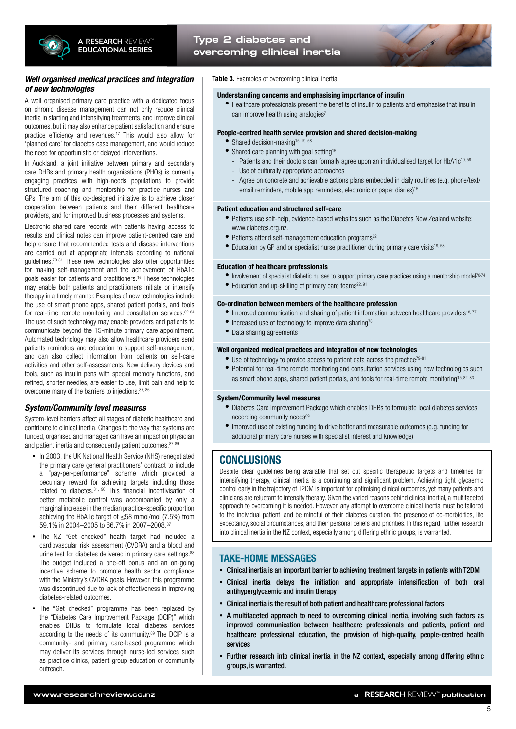### *Well organised medical practices and integration of new technologies*

A well organised primary care practice with a dedicated focus on chronic disease management can not only reduce clinical inertia in starting and intensifying treatments, and improve clinical outcomes, but it may also enhance patient satisfaction and ensure practice efficiency and revenues.[17] This would also allow for 'planned care' for diabetes case management, and would reduce the need for opportunistic or delayed interventions.

In Auckland, a joint initiative between primary and secondary care DHBs and primary health organisations (PHOs) is currently engaging practices with high-needs populations to provide structured coaching and mentorship for practice nurses and GPs. The aim of this co-designed initiative is to achieve closer cooperation between patients and their different healthcare providers, and for improved business processes and systems.

Electronic shared care records with patients having access to results and clinical notes can improve patient-centred care and help ensure that recommended tests and disease interventions are carried out at appropriate intervals according to national guidelines.[79-81] These new technologies also offer opportunities for making self-management and the achievement of HbA1c goals easier for patients and practitioners.[15] These technologies may enable both patients and practitioners initiate or intensify therapy in a timely manner. Examples of new technologies include the use of smart phone apps, shared patient portals, and tools for real-time remote monitoring and consultation services.[82-84] The use of such technology may enable providers and patients to communicate beyond the 15-minute primary care appointment. Automated technology may also allow healthcare providers send patients reminders and education to support self-management, and can also collect information from patients on self-care activities and other self-assessments. New delivery devices and tools, such as insulin pens with special memory functions, and refined, shorter needles, are easier to use, limit pain and help to overcome many of the barriers to injections.[85, 86]

### *System/Community level measures*

System-level barriers affect all stages of diabetic healthcare and contribute to clinical inertia. Changes to the way that systems are funded, organised and managed can have an impact on physician and patient inertia and consequently patient outcomes.[87-89]

- In 2003, the UK National Health Service (NHS) renegotiated the primary care general practitioners' contract to include a "pay-per-performance" scheme which provided a pecuniary reward for achieving targets including those related to diabetes.[31, 90] This financial incentivisation of better metabolic control was accompanied by only a marginal increase in the median practice-specific proportion achieving the HbA1c target of ≤58 mmol/mol (7.5%) from 59.1% in 2004–2005 to 66.7% in 2007–2008.[87]
- The NZ "Get checked" health target had included a cardiovascular risk assessment (CVDRA) and a blood and urine test for diabetes delivered in primary care settings.[88] The budget included a one-off bonus and an on-going incentive scheme to promote health sector compliance with the Ministry's CVDRA goals. However, this programme was discontinued due to lack of effectiveness in improving diabetes-related outcomes.
- The "Get checked" programme has been replaced by the "Diabetes Care Improvement Package (DCIP)" which enables DHBs to formulate local diabetes services according to the needs of its community.[89] The DCIP is a community- and primary care-based programme which may deliver its services through nurse-led services such as practice clinics, patient group education or community outreach.

**Table 3.** Examples of overcoming clinical inertia

**Understanding concerns and emphasising importance of insulin**

- Healthcare professionals present the benefits of insulin to patients and emphasise that insulin can improve health using analogies[7]

**People-centred health service provision and shared decision-making**

- Shared decision-making[15, 19, 58]
- Shared care planning with goal setting[15]
  - Patients and their doctors can formally agree upon an individualised target for HbA1c[19, 58]
  - Use of culturally appropriate approaches
  - Agree on concrete and achievable actions plans embedded in daily routines (e.g. phone/text/email reminders, mobile app reminders, electronic or paper diaries)[15]

**Patient education and structured self-care**

- Patients use self-help, evidence-based websites such as the Diabetes New Zealand website: www.diabetes.org.nz.
- Patients attend self-management education programs[62]
- Education by GP and or specialist nurse practitioner during primary care visits[19, 58]

**Education of healthcare professionals**

- Involvement of specialist diabetic nurses to support primary care practices using a mentorship model[70-74]
- Education and up-skilling of primary care teams[22, 91]

**Co-ordination between members of the healthcare profession**

- Improved communication and sharing of patient information between healthcare providers[18, 77]
- Increased use of technology to improve data sharing[78]
- Data sharing agreements

**Well organized medical practices and integration of new technologies**

- Use of technology to provide access to patient data across the practice[79-81]
- Potential for real-time remote monitoring and consultation services using new technologies such as smart phone apps, shared patient portals, and tools for real-time remote monitoring[15, 82, 83]

**System/Community level measures**

- Diabetes Care Improvement Package which enables DHBs to formulate local diabetes services according community needs[89]
- Improved use of existing funding to drive better and measurable outcomes (e.g. funding for additional primary care nurses with specialist interest and knowledge)

## CONCLUSIONS

Despite clear guidelines being available that set out specific therapeutic targets and timelines for intensifying therapy, clinical inertia is a continuing and significant problem. Achieving tight glycaemic control early in the trajectory of T2DM is important for optimising clinical outcomes, yet many patients and clinicians are reluctant to intensify therapy. Given the varied reasons behind clinical inertial, a multifaceted approach to overcoming it is needed. However, any attempt to overcome clinical inertia must be tailored to the individual patient, and be mindful of their diabetes duration, the presence of co-morbidities, life expectancy, social circumstances, and their personal beliefs and priorities. In this regard, further research into clinical inertia in the NZ context, especially among differing ethnic groups, is warranted.

## TAKE-HOME MESSAGES

- **Clinical inertia is an important barrier to achieving treatment targets in patients with T2DM**
- **Clinical inertia delays the initiation and appropriate intensification of both oral antihyperglycaemic and insulin therapy**
- **Clinical inertia is the result of both patient and healthcare professional factors**
- **A multifaceted approach to need to overcoming clinical inertia, involving such factors as improved communication between healthcare professionals and patients, patient and healthcare professional education, the provision of high-quality, people-centred health services**
- **Further research into clinical inertia in the NZ context, especially among differing ethnic groups, is warranted.**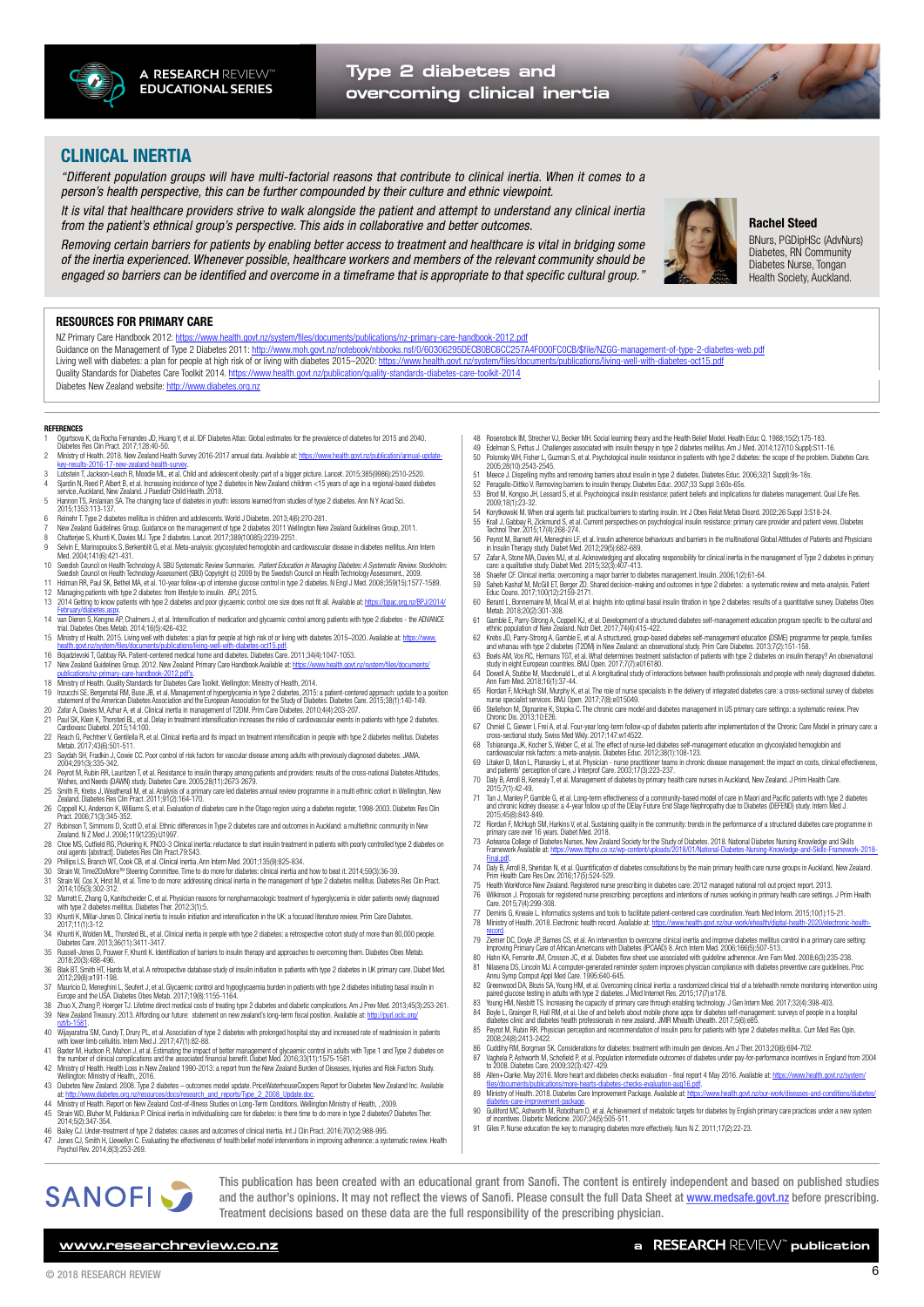## CLINICAL INERTIA

*"Different population groups will have multi-factorial reasons that contribute to clinical inertia. When it comes to a person's health perspective, this can be further compounded by their culture and ethnic viewpoint.*

*It is vital that healthcare providers strive to walk alongside the patient and attempt to understand any clinical inertia from the patient's ethnical group's perspective. This aids in collaborative and better outcomes.*

*Removing certain barriers for patients by enabling better access to treatment and healthcare is vital in bridging some of the inertia experienced. Whenever possible, healthcare workers and members of the relevant community should be engaged so barriers can be identified and overcome in a timeframe that is appropriate to that specific cultural group."*

**Rachel Steed**
BNurs, PGDipHSc (AdvNurs) Diabetes, RN Community Diabetes Nurse, Tongan Health Society, Auckland.

### RESOURCES FOR PRIMARY CARE

NZ Primary Care Handbook 2012: https://www.health.govt.nz/system/files/documents/publications/nz-primary-care-handbook-2012.pdf
Guidance on the Management of Type 2 Diabetes 2011: http://www.moh.govt.nz/notebook/nbbooks.nsf/0/60306295DECB0BC6CC257A4F000FC0CB/$file/NZGG-management-of-type-2-diabetes-web.pdf
Living well with diabetes: a plan for people at high risk of or living with diabetes 2015–2020: https://www.health.govt.nz/system/files/documents/publications/living-well-with-diabetes-oct15.pdf
Quality Standards for Diabetes Care Toolkit 2014. https://www.health.govt.nz/publication/quality-standards-diabetes-care-toolkit-2014
Diabetes New Zealand website: http://www.diabetes.org.nz

### REFERENCES

1. Ogurtsova K, da Rocha Fernandes JD, Huang Y, et al. IDF Diabetes Atlas: Global estimates for the prevalence of diabetes for 2015 and 2040. Diabetes Res Clin Pract. 2017;128:40-50.
2. Ministry of Health. 2018. New Zealand Health Survey 2016-2017 annual data. Available at: https://www.health.govt.nz/publication/annual-update-key-results-2016-17-new-zealand-health-survey.
3. Lobstein T, Jackson-Leach R, Moodie ML, et al. Child and adolescent obesity: part of a bigger picture. Lancet. 2015;385(9986):2510-2520.
4. Sjardin N, Reed P, Albert B, et al. Increasing incidence of type 2 diabetes in New Zealand children <15 years of age in a regional-based diabetes service, Auckland, New Zealand. J Paediatr Child Health. 2018.
5. Hannon TS, Arslanian SA. The changing face of diabetes in youth: lessons learned from studies of type 2 diabetes. Ann N Y Acad Sci. 2015;1353:113-137.
6. Reinehr T. Type 2 diabetes mellitus in children and adolescents. World J Diabetes. 2013;4(6):270-281.
7. New Zealand Guidelines Group. Guidance on the management of type 2 diabetes 2011 Wellington New Zealand Guidelines Group, 2011.
8. Chatterjee S, Khunti K, Davies MJ. Type 2 diabetes. Lancet. 2017;389(10085):2239-2251.
9. Selvin E, Marinopoulos S, Berkenblit G, et al. Meta-analysis: glycosylated hemoglobin and cardiovascular disease in diabetes mellitus. Ann Intern Med. 2004;141(6):421-431.
10. Swedish Council on Health Technology A. SBU Systematic Review Summaries. *Patient Education in Managing Diabetes: A Systematic Review*. Stockholm: Swedish Council on Health Technology Assessment (SBU) Copyright (c) 2009 by the Swedish Council on Health Technology Assessment., 2009.
11. Holman RR, Paul SK, Bethel MA, et al. 10-year follow-up of intensive glucose control in type 2 diabetes. N Engl J Med. 2008;359(15):1577-1589.
12. Managing patients with type 2 diabetes: from lifestyle to insulin. *BPJ*, 2015.
13. 2014 Getting to know patients with type 2 diabetes and poor glycaemic control: one size does not fit all. Available at: https://bpac.org.nz/BPJ/2014/February/diabetes.aspx.
14. van Dieren S, Kengne AP, Chalmers J, et al. Intensification of medication and glycaemic control among patients with type 2 diabetes - the ADVANCE trial. Diabetes Obes Metab. 2014;16(5):426-432.
15. Ministry of Health. 2015. Living well with diabetes: a plan for people at high risk of or living with diabetes 2015–2020. Available at: https://www.health.govt.nz/system/files/documents/publications/living-well-with-diabetes-oct15.pdf.
16. Bojadzievski T, Gabbay RA. Patient-centered medical home and diabetes. Diabetes Care. 2011;34(4):1047-1053.
17. New Zealand Guidelines Group. 2012. New Zealand Primary Care Handbook Available at: https://www.health.govt.nz/system/files/documents/publications/nz-primary-care-handbook-2012.pdf's.
18. Ministry of Health. Quality Standards for Diabetes Care Toolkit. Wellington: Ministry of Health, 2014.
19. Inzucchi SE, Bergenstal RM, Buse JB, et al. Management of hyperglycemia in type 2 diabetes, 2015: a patient-centered approach: update to a position statement of the American Diabetes Association and the European Association for the Study of Diabetes. Diabetes Care. 2015;38(1):140-149.
20. Zafar A, Davies M, Azhar A, et al. Clinical inertia in management of T2DM. Prim Care Diabetes. 2010;4(4):203-207.
21. Paul SK, Klein K, Thorsted BL, et al. Delay in treatment intensification increases the risks of cardiovascular events in patients with type 2 diabetes. Cardiovasc Diabetol. 2015;14:100.
22. Reach G, Pechtner V, Gentilella R, et al. Clinical inertia and its impact on treatment intensification in people with type 2 diabetes mellitus. Diabetes Metab. 2017;43(6):501-511.
23. Saydah SH, Fradkin J, Cowie CC. Poor control of risk factors for vascular disease among adults with previously diagnosed diabetes. JAMA. 2004;291(3):335-342.
24. Peyrot M, Rubin RR, Lauritzen T, et al. Resistance to insulin therapy among patients and providers: results of the cross-national Diabetes Attitudes, Wishes, and Needs (DAWN) study. Diabetes Care. 2005;28(11):2673-2679.
25. Smith R, Krebs J, Weatherall M, et al. Analysis of a primary care led diabetes annual review programme in a multi ethnic cohort in Wellington, New Zealand. Diabetes Res Clin Pract. 2011;91(2):164-170.
26. Coppell KJ, Anderson K, Williams S, et al. Evaluation of diabetes care in the Otago region using a diabetes register, 1998-2003. Diabetes Res Clin Pract. 2006;71(3):345-352.
27. Robinson T, Simmons D, Scott D, et al. Ethnic differences in Type 2 diabetes care and outcomes in Auckland: a multiethnic community in New Zealand. N Z Med J. 2006;119(1235):U1997.
28. Choe MS, Cuttield RG, Pickering K. PN03-3 Clinical inertia: reluctance to start insulin treatment in patients with poorly controlled type 2 diabetes on oral agents [abstract]. Diabetes Res Clin Pract.79:S43.
29. Phillips LS, Branch WT, Cook CB, et al. Clinical inertia. Ann Intern Med. 2001;135(9):825-834.
30. Strain W, Time2DoMore™ Steering Committee. Time to do more for diabetes: clinical inertia and how to beat it. 2014;59(3):36-39.
31. Strain W, Cos X, Hirst M, et al. Time to do more: addressing clinical inertia in the management of type 2 diabetes mellitus. Diabetes Res Clin Pract. 2014;105(3):302-312.
32. Marrett E, Zhang Q, Kanitscheider C, et al. Physician reasons for nonpharmacologic treatment of hyperglycemia in older patients newly diagnosed with type 2 diabetes mellitus. Diabetes Ther. 2012;3(1):5.
33. Khunti K, Millar-Jones D. Clinical inertia to insulin initiation and intensification in the UK: a focused literature review. Prim Care Diabetes. 2017;11(1):3-12.
34. Khunti K, Wolden ML, Thorsted BL, et al. Clinical inertia in people with type 2 diabetes: a retrospective cohort study of more than 80,000 people. Diabetes Care. 2013;36(11):3411-3417.
35. Russell-Jones D, Pouwer F, Khunti K. Identification of barriers to insulin therapy and approaches to overcoming them. Diabetes Obes Metab. 2018;20(3):488-496.
36. Blak BT, Smith HT, Hards M, et al. A retrospective database study of insulin initiation in patients with type 2 diabetes in UK primary care. Diabet Med. 2012;29(8):e191-198.
37. Mauricio D, Meneghini L, Seufert J, et al. Glycaemic control and hypoglycaemia burden in patients with type 2 diabetes initiating basal insulin in Europe and the USA. Diabetes Obes Metab. 2017;19(8):1155-1164.
38. Zhuo X, Zhang P, Hoerger TJ. Lifetime direct medical costs of treating type 2 diabetes and diabetic complications. Am J Prev Med. 2013;45(3):253-261.
39. New Zealand Treasury. 2013. Affording our future: statement on new zealand's long-term fiscal position. Available at: http://purl.oclc.org/nzt/p-1581.
40. Wijayaratna SM, Cundy T, Drury PL, et al. Association of type 2 diabetes with prolonged hospital stay and increased rate of readmission in patients with lower limb cellulitis. Intern Med J. 2017;47(1):82-88.
41. Baxter M, Hudson R, Mahon J, et al. Estimating the impact of better management of glycaemic control in adults with Type 1 and Type 2 diabetes on the number of clinical complications and the associated financial benefit. Diabet Med. 2016;33(11):1575-1581.
42. Ministry of Health. Health Loss in New Zealand 1990-2013: a report from the New Zealand Burden of Diseases, Injuries and Risk Factors Study. Wellington: Ministry of Health,, 2016.
43. Diabetes New Zealand. 2008. Type 2 diabetes – outcomes model update. PriceWaterhouseCoopers Report for Diabetes New Zealand Inc. Available at: http://www.diabetes.org.nz/resources/docs/research_and_reports/Type_2_2008_Update.doc.
44. Ministry of Health. Report on New Zealand Cost-of-Illness Studies on Long-Term Conditions. Wellington Ministry of Health, , 2009.
45. Strain WD, Bluher M, Paldanius P. Clinical inertia in individualising care for diabetes: is there time to do more in type 2 diabetes? Diabetes Ther. 2014;5(2):347-354.
46. Bailey CJ. Under-treatment of type 2 diabetes: causes and outcomes of clinical inertia. Int J Clin Pract. 2016;70(12):988-995.
47. Jones CJ, Smith H, Llewellyn C. Evaluating the effectiveness of health belief model interventions in improving adherence: a systematic review. Health Psychol Rev. 2014;8(3):253-269.
48. Rosenstock IM, Strecher VJ, Becker MH. Social learning theory and the Health Belief Model. Health Educ Q. 1988;15(2):175-183.
49. Edelman S, Pettus J. Challenges associated with insulin therapy in type 2 diabetes mellitus. Am J Med. 2014;127(10 Suppl):S11-16.
50. Polonsky WH, Fisher L, Guzman S, et al. Psychological insulin resistance in patients with type 2 diabetes: the scope of the problem. Diabetes Care. 2005;28(10):2543-2545.
51. Meece J. Dispelling myths and removing barriers about insulin in type 2 diabetes. Diabetes Educ. 2006;32(1 Suppl):9s-18s.
52. Peragallo-Dittko V. Removing barriers to insulin therapy. Diabetes Educ. 2007;33 Suppl 3:60s-65s.
53. Brod M, Kongso JH, Lessard S, et al. Psychological insulin resistance: patient beliefs and implications for diabetes management. Qual Life Res. 2009;18(1):23-32.
54. Korytkowski M. When oral agents fail: practical barriers to starting insulin. Int J Obes Relat Metab Disord. 2002;26 Suppl 3:S18-24.
55. Kruger DF, Gabbay R, Fischl AH, et al. Current perspectives on psychological insulin resistance: primary care provider and patient views. Diabetes Technol Ther. 2015;17(4):268-274.
56. Peyrot M, Barnett AH, Meneghini LF, et al. Insulin adherence behaviours and barriers in the multinational Global Attitudes of Patients and Physicians in Insulin Therapy study. Diabet Med. 2012;29(5):682-689.
57. Zafar A, Stone MA, Davies MJ, et al. Acknowledging and allocating responsibility for clinical inertia in the management of Type 2 diabetes in primary care: a qualitative study. Diabet Med. 2015;32(3):407-413.
58. Shaefer CF. Clinical inertia: overcoming a major barrier to diabetes management. Insulin. 2006;1(2):61-64.
59. Saheb Kashaf M, McGill ET, Berger ZD. Shared decision-making and outcomes in type 2 diabetes: a systematic review and meta-analysis. Patient Educ Couns. 2017;100(12):2159-2171.
60. Berard L, Bonnemaire M, Mical M, et al. Insights into optimal basal insulin titration in type 2 diabetes: results of a quantitative survey. Diabetes Obes Metab. 2018;20(2):301-308.
61. Gamble E, Parry-Strong A, Coppell KJ, et al. Development of a structured diabetes self-management education program specific to the cultural and ethnic population of New Zealand. Nutr Diet. 2017;74(4):415-422.
62. Krebs JD, Parry-Strong A, Gamble E, et al. A structured, group-based diabetes self-management education (DSME) programme for people, families and whanau with type 2 diabetes (T2DM) in New Zealand: an observational study. Prim Care Diabetes. 2013;7(2):151-158.
63. Boels AM, Vos RC, Hermans TGT, et al. What determines treatment satisfaction of patients with type 2 diabetes on insulin therapy? An observational study in eight European countries. BMJ Open. 2017;7(7):e016180.
64. Dowell A, Stubbe M, Macdonald L, et al. A longitudinal study of interactions between health professionals and people with newly diagnosed diabetes. Ann Fam Med. 2018;16(1):37-44.
65. Riordan F, McHugh SM, Murphy K, et al. The role of nurse specialists in the delivery of integrated diabetes care: a cross-sectional survey of diabetes nurse specialist services. BMJ Open. 2017;7(8):e015049.
66. Stellefson M, Dipnarine K, Stopka C. The chronic care model and diabetes management in US primary care settings: a systematic review. Prev Chronic Dis. 2013;10:E26.
67. Chmiel C, Giewer I, Frei A, et al. Four-year long-term follow-up of diabetes patients after implementation of the Chronic Care Model in primary care: a cross-sectional study. Swiss Med Wkly. 2017;147:w14522.
68. Tshiananga JK, Kocher S, Weber C, et al. The effect of nurse-led diabetes self-management education on glycosylated hemoglobin and cardiovascular risk factors: a meta-analysis. Diabetes Educ. 2012;38(1):108-123.
69. Litaker D, Mion L, Planavsky L, et al. Physician - nurse practitioner teams in chronic disease management: the impact on costs, clinical effectiveness, and patients' perception of care. J Interprof Care. 2003;17(3):223-237.
70. Daly B, Arroll B, Kenealy T, et al. Management of diabetes by primary health care nurses in Auckland, New Zealand. J Prim Health Care. 2015;7(1):42-49.
71. Tan J, Manley P, Gamble G, et al. Long-term effectiveness of a community-based model of care in Maori and Pacific patients with type 2 diabetes and chronic kidney disease: a 4-year follow-up of the DElay Future End Stage Nephropathy due to Diabetes (DEFEND) study. Intern Med J. 2015;45(8):843-849.
72. Riordan F, McHugh SM, Harkins V, et al. Sustaining quality in the community: trends in the performance of a structured diabetes care programme in primary care over 16 years. Diabet Med. 2018.
73. Aotearoa College of Diabetes Nurses, New Zealand Society for the Study of Diabetes. 2018. National Diabetes Nursing Knowledge and Skills Framework Available at: https://www.nzno.org.nz/wp-content/uploads/2018/01/National-Diabetes-Nursing-Knowledge-and-Skills-Framework-2018-Final.pdf.
74. Daly B, Arroll B, Sheridan N, et al. Quantification of diabetes consultations by the main primary health care nurse groups in Auckland, New Zealand. Prim Health Care Res Dev. 2016;17(6):524-529.
75. Health Workforce New Zealand. Registered nurse prescribing in diabetes care: 2012 managed national roll out project report. 2013.
76. Wilkinson J. Proposals for registered nurse prescribing: perceptions and intentions of nurses working in primary health care settings. J Prim Health Care. 2015;7(4):299-308.
77. Demiris G, Kneale L. Informatics systems and tools to facilitate patient-centered care coordination. Yearb Med Inform. 2015;10(1):15-21.
78. Ministry of Health. 2018. Electronic health record. Available at: https://www.health.govt.nz/our-work/ehealth/digital-health-2020/electronic-health-record.
79. Ziemer DC, Doyle JP, Barnes CS, et al. An intervention to overcome clinical inertia and improve diabetes mellitus control in a primary care setting: Improving Primary Care of African Americans with Diabetes (IPCAAD) 8. Arch Intern Med. 2006;166(5):507-513.
80. Hahn KA, Ferrante JM, Crosson JC, et al. Diabetes flow sheet use associated with guideline adherence. Ann Fam Med. 2008;6(3):235-238.
81. Nilasena DS, Lincoln MJ. A computer-generated reminder system improves physician compliance with diabetes preventive care guidelines. Proc Annu Symp Comput Appl Med Care. 1995:640-645.
82. Greenwood DA, Blozis SA, Young HM, et al. Overcoming clinical inertia: a randomized clinical trial of a telehealth remote monitoring intervention using paired glucose testing in adults with type 2 diabetes. J Med Internet Res. 2015;17(7):e178.
83. Young HM, Nesbitt TS. Increasing the capacity of primary care through enabling technology. J Gen Intern Med. 2017;32(4):398-403.
84. Boyle L, Grainger R, Hall RM, et al. Use of and beliefs about mobile phone apps for diabetes self-management: surveys of people in a hospital diabetes clinic and diabetes health professionals in new zealand. JMIR Mhealth Uhealth. 2017;5(6):e85.
85. Peyrot M, Rubin RR. Physician perception and recommendation of insulin pens for patients with type 2 diabetes mellitus. Curr Med Res Opin. 2008;24(8):2413-2422.
86. Cuddihy RM, Borgman SK. Considerations for diabetes: treatment with insulin pen devices. Am J Ther. 2013;20(6):694-702.
87. Vaghela P, Ashworth M, Schofield P, et al. Population intermediate outcomes of diabetes under pay-for-performance incentives in England from 2004 to 2008. Diabetes Care. 2009;32(3):427-429.
88. Allen+Clarke. May 2016. More heart and diabetes checks evaluation - final report 4 May 2016. Available at: https://www.health.govt.nz/system/files/documents/publications/more-hearts-diabetes-checks-evaluation-aug16.pdf.
89. Ministry of Health. 2018. Diabetes Care Improvement Package. Available at: https://www.health.govt.nz/our-work/diseases-and-conditions/diabetes/diabetes-care-improvement-package.
90. Guilford MC, Ashworth M, Robotham D, et al. Achievement of metabolic targets for diabetes by English primary care practices under a new system of incentives. Diabetic Medicine. 2007;24(5):505-511.
91. Giles P. Nurse education the key to managing diabetes more effectively. Nurs N Z. 2011;17(2):22-23.

This publication has been created with an educational grant from Sanofi. The content is entirely independent and based on published studies and the author's opinions. It may not reflect the views of Sanofi. Please consult the full Data Sheet at www.medsafe.govt.nz before prescribing. Treatment decisions based on these data are the full responsibility of the prescribing physician.

www.researchreview.co.nz

© 2018 RESEARCH REVIEW